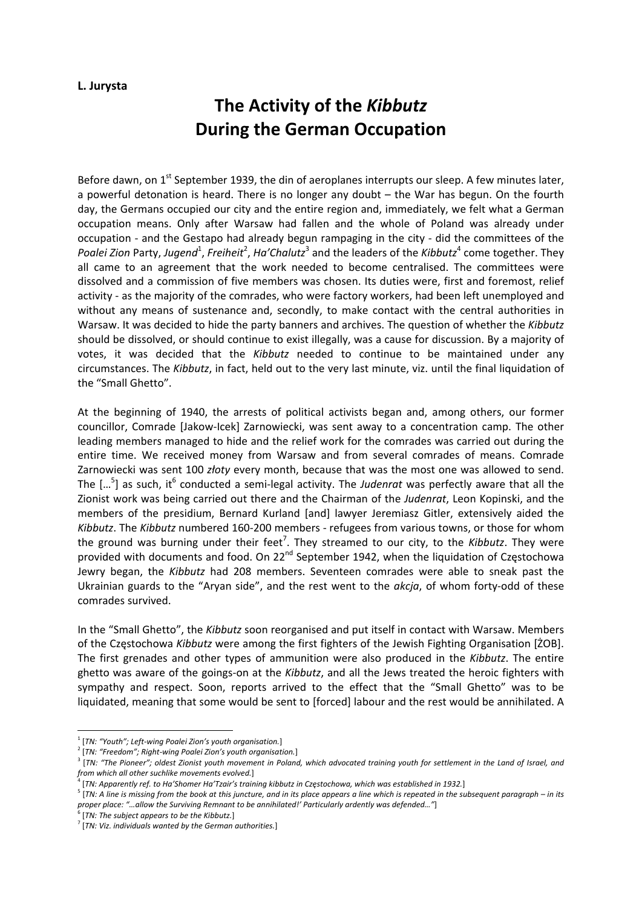**L. Jurysta**

# The Activity of the *Kibbutz* During the German Occupation

Before dawn, on 1st September 1939, the din of aeroplanes interrupts our sleep. A few minutes later, a powerful detonation is heard. There is no longer any doubt – the War has begun. On the fourth day, the Germans occupied our city and the entire region and, immediately, we felt what a German occupation means. Only after Warsaw had fallen and the whole of Poland was already under occupation - and the Gestapo had already begun rampaging in the city - did the committees of the *Poalei Zion* Party, *Jugend*[1], *Freiheit*[2], *Ha'Chalutz*[3] and the leaders of the *Kibbutz*[4] come together. They all came to an agreement that the work needed to become centralised. The committees were dissolved and a commission of five members was chosen. Its duties were, first and foremost, relief activity - as the majority of the comrades, who were factory workers, had been left unemployed and without any means of sustenance and, secondly, to make contact with the central authorities in Warsaw. It was decided to hide the party banners and archives. The question of whether the *Kibbutz* should be dissolved, or should continue to exist illegally, was a cause for discussion. By a majority of votes, it was decided that the *Kibbutz* needed to continue to be maintained under any circumstances. The *Kibbutz*, in fact, held out to the very last minute, viz. until the final liquidation of the "Small Ghetto".

At the beginning of 1940, the arrests of political activists began and, among others, our former councillor, Comrade [Jakow-Icek] Zarnowiecki, was sent away to a concentration camp. The other leading members managed to hide and the relief work for the comrades was carried out during the entire time. We received money from Warsaw and from several comrades of means. Comrade Zarnowiecki was sent 100 *złoty* every month, because that was the most one was allowed to send. The […[5]] as such, it[6] conducted a semi-legal activity. The *Judenrat* was perfectly aware that all the Zionist work was being carried out there and the Chairman of the *Judenrat*, Leon Kopinski, and the members of the presidium, Bernard Kurland [and] lawyer Jeremiasz Gitler, extensively aided the *Kibbutz*. The *Kibbutz* numbered 160-200 members - refugees from various towns, or those for whom the ground was burning under their feet[7]. They streamed to our city, to the *Kibbutz*. They were provided with documents and food. On 22nd September 1942, when the liquidation of Częstochowa Jewry began, the *Kibbutz* had 208 members. Seventeen comrades were able to sneak past the Ukrainian guards to the "Aryan side", and the rest went to the *akcja*, of whom forty-odd of these comrades survived.

In the "Small Ghetto", the *Kibbutz* soon reorganised and put itself in contact with Warsaw. Members of the Częstochowa *Kibbutz* were among the first fighters of the Jewish Fighting Organisation [ŻOB]. The first grenades and other types of ammunition were also produced in the *Kibbutz*. The entire ghetto was aware of the goings-on at the *Kibbutz*, and all the Jews treated the heroic fighters with sympathy and respect. Soon, reports arrived to the effect that the "Small Ghetto" was to be liquidated, meaning that some would be sent to [forced] labour and the rest would be annihilated. A

---

[1] [*TN: "Youth"; Left-wing Poalei Zion's youth organisation.*]

[2] [*TN: "Freedom"; Right-wing Poalei Zion's youth organisation.*]

[3] [*TN: "The Pioneer"; oldest Zionist youth movement in Poland, which advocated training youth for settlement in the Land of Israel, and from which all other suchlike movements evolved.*]

[4] [*TN: Apparently ref. to Ha'Shomer Ha'Tzair's training kibbutz in Częstochowa, which was established in 1932.*]

[5] [*TN: A line is missing from the book at this juncture, and in its place appears a line which is repeated in the subsequent paragraph – in its proper place: "…allow the Surviving Remnant to be annihilated!' Particularly ardently was defended…"*]

[6] [*TN: The subject appears to be the Kibbutz.*]

[7] [*TN: Viz. individuals wanted by the German authorities.*]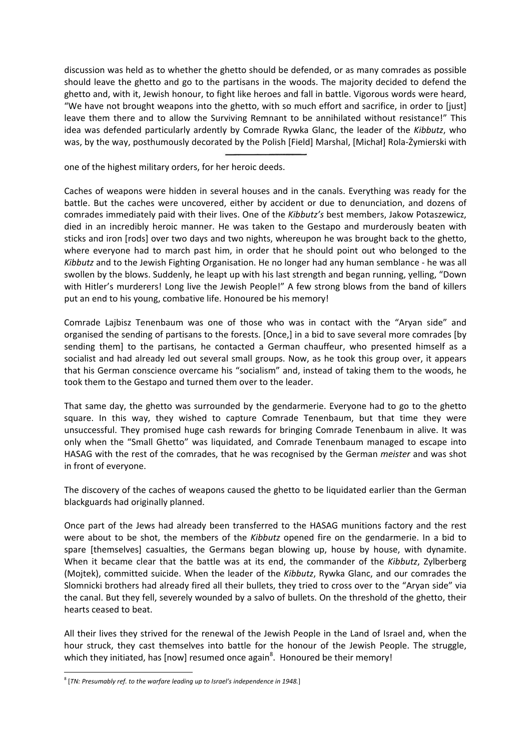discussion was held as to whether the ghetto should be defended, or as many comrades as possible should leave the ghetto and go to the partisans in the woods. The majority decided to defend the ghetto and, with it, Jewish honour, to fight like heroes and fall in battle. Vigorous words were heard, "We have not brought weapons into the ghetto, with so much effort and sacrifice, in order to [just] leave them there and to allow the Surviving Remnant to be annihilated without resistance!" This idea was defended particularly ardently by Comrade Rywka Glanc, the leader of the *Kibbutz*, who was, by the way, posthumously decorated by the Polish [Field] Marshal, [Michał] Rola-Żymierski with one of the highest military orders, for her heroic deeds.

Caches of weapons were hidden in several houses and in the canals. Everything was ready for the battle. But the caches were uncovered, either by accident or due to denunciation, and dozens of comrades immediately paid with their lives. One of the *Kibbutz's* best members, Jakow Potaszewicz, died in an incredibly heroic manner. He was taken to the Gestapo and murderously beaten with sticks and iron [rods] over two days and two nights, whereupon he was brought back to the ghetto, where everyone had to march past him, in order that he should point out who belonged to the *Kibbutz* and to the Jewish Fighting Organisation. He no longer had any human semblance - he was all swollen by the blows. Suddenly, he leapt up with his last strength and began running, yelling, "Down with Hitler's murderers! Long live the Jewish People!" A few strong blows from the band of killers put an end to his young, combative life. Honoured be his memory!

Comrade Lajbisz Tenenbaum was one of those who was in contact with the "Aryan side" and organised the sending of partisans to the forests. [Once,] in a bid to save several more comrades [by sending them] to the partisans, he contacted a German chauffeur, who presented himself as a socialist and had already led out several small groups. Now, as he took this group over, it appears that his German conscience overcame his "socialism" and, instead of taking them to the woods, he took them to the Gestapo and turned them over to the leader.

That same day, the ghetto was surrounded by the gendarmerie. Everyone had to go to the ghetto square. In this way, they wished to capture Comrade Tenenbaum, but that time they were unsuccessful. They promised huge cash rewards for bringing Comrade Tenenbaum in alive. It was only when the "Small Ghetto" was liquidated, and Comrade Tenenbaum managed to escape into HASAG with the rest of the comrades, that he was recognised by the German *meister* and was shot in front of everyone.

The discovery of the caches of weapons caused the ghetto to be liquidated earlier than the German blackguards had originally planned.

Once part of the Jews had already been transferred to the HASAG munitions factory and the rest were about to be shot, the members of the *Kibbutz* opened fire on the gendarmerie. In a bid to spare [themselves] casualties, the Germans began blowing up, house by house, with dynamite. When it became clear that the battle was at its end, the commander of the *Kibbutz*, Zylberberg (Mojtek), committed suicide. When the leader of the *Kibbutz*, Rywka Glanc, and our comrades the Slomnicki brothers had already fired all their bullets, they tried to cross over to the "Aryan side" via the canal. But they fell, severely wounded by a salvo of bullets. On the threshold of the ghetto, their hearts ceased to beat.

All their lives they strived for the renewal of the Jewish People in the Land of Israel and, when the hour struck, they cast themselves into battle for the honour of the Jewish People. The struggle, which they initiated, has [now] resumed once again[8]. Honoured be their memory!

[8] [*TN: Presumably ref. to the warfare leading up to Israel's independence in 1948.*]